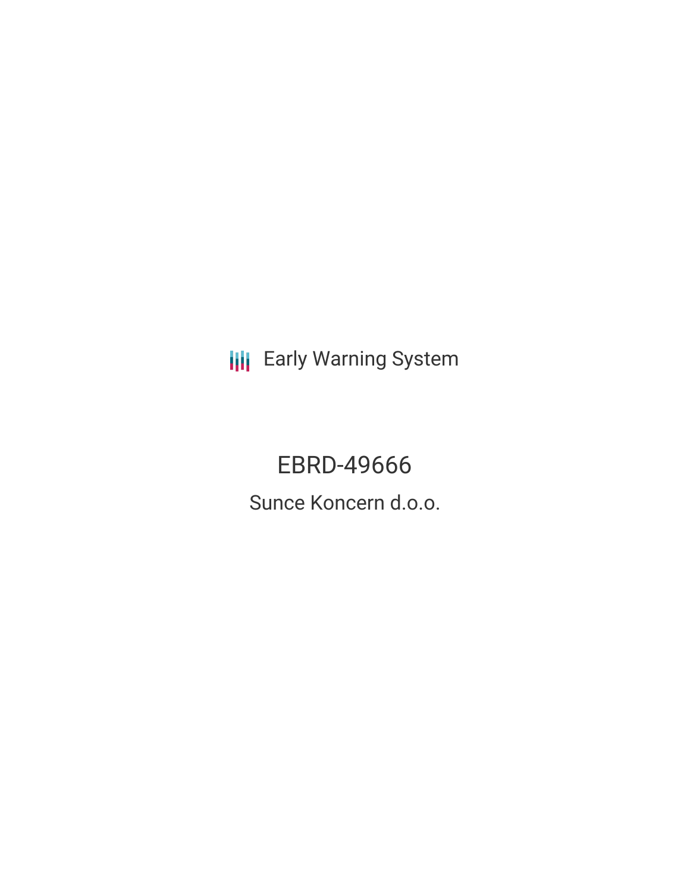Early Warning System

# EBRD-49666

## Sunce Koncern d.o.o.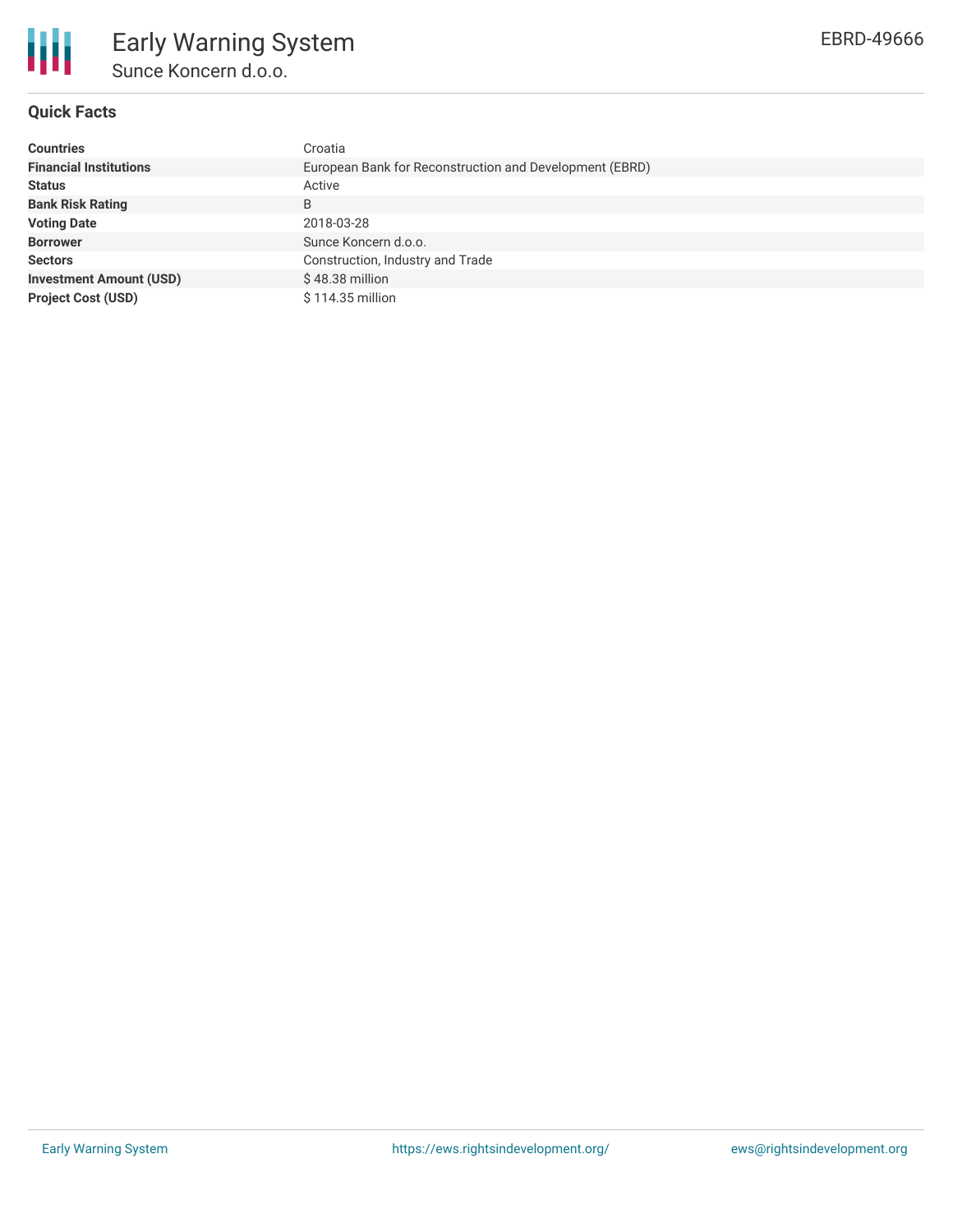## Quick Facts

| | |
|---|---|
| **Countries** | Croatia |
| **Financial Institutions** | European Bank for Reconstruction and Development (EBRD) |
| **Status** | Active |
| **Bank Risk Rating** | B |
| **Voting Date** | 2018-03-28 |
| **Borrower** | Sunce Koncern d.o.o. |
| **Sectors** | Construction, Industry and Trade |
| **Investment Amount (USD)** | $ 48.38 million |
| **Project Cost (USD)** | $ 114.35 million |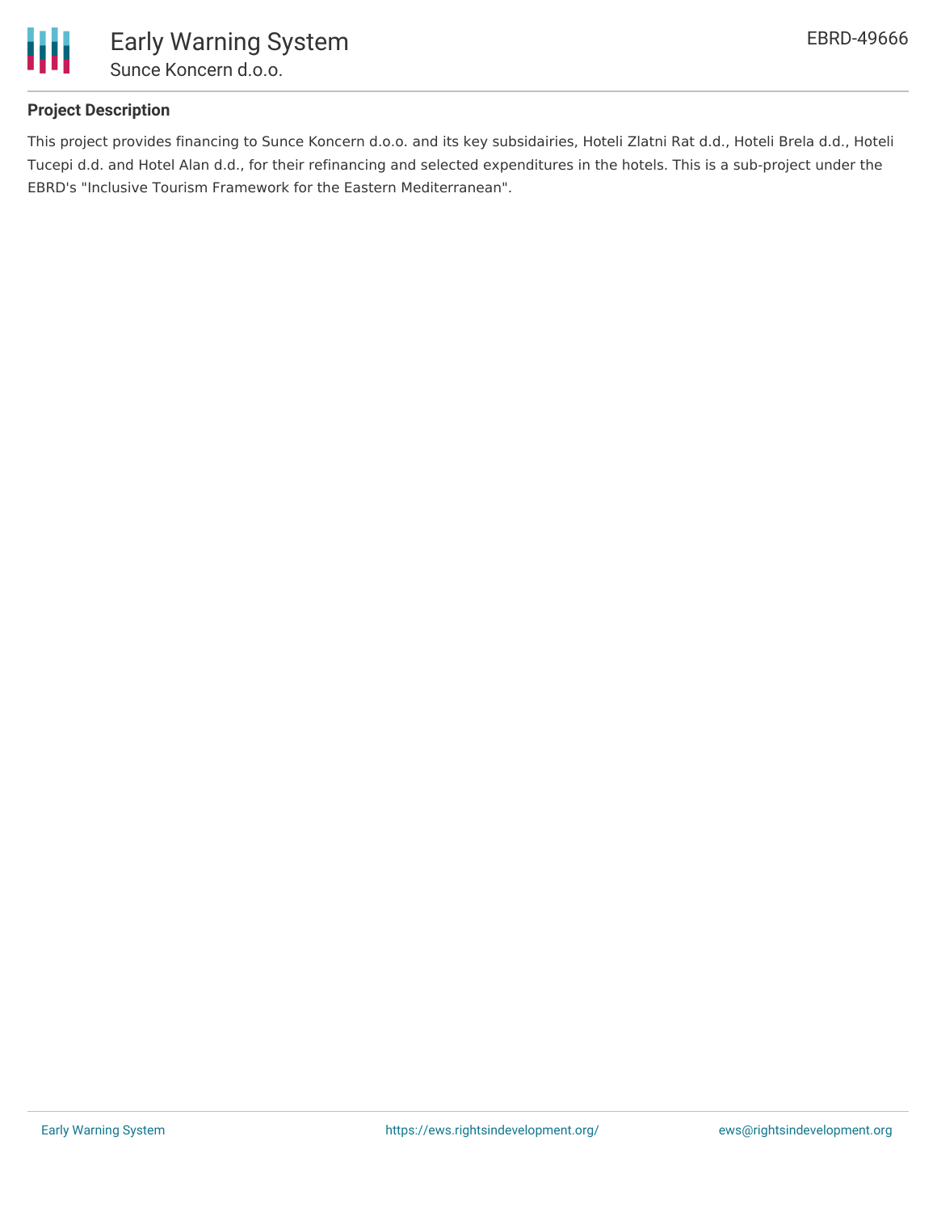## Project Description

This project provides financing to Sunce Koncern d.o.o. and its key subsidairies, Hoteli Zlatni Rat d.d., Hoteli Brela d.d., Hoteli Tucepi d.d. and Hotel Alan d.d., for their refinancing and selected expenditures in the hotels. This is a sub-project under the EBRD's "Inclusive Tourism Framework for the Eastern Mediterranean".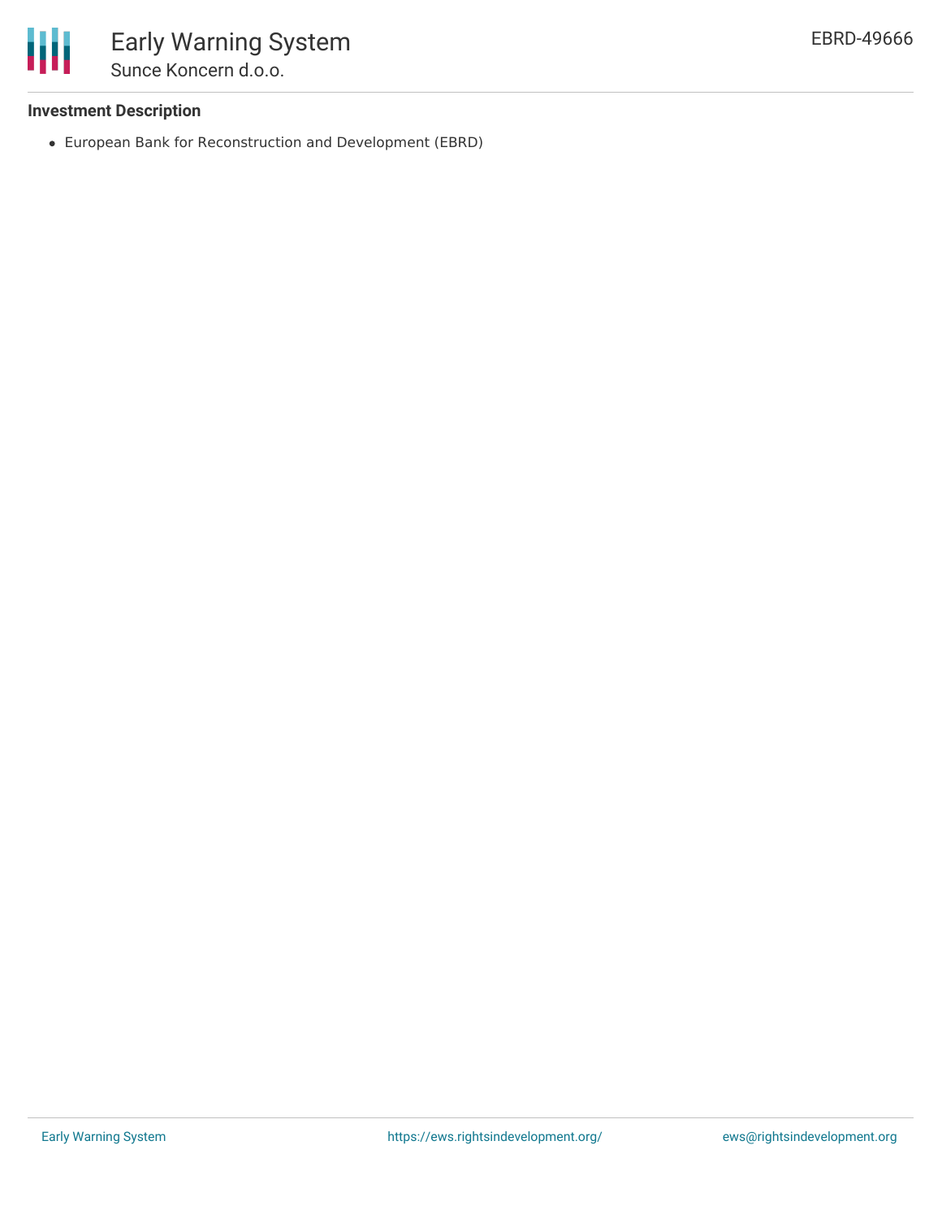### Investment Description

- European Bank for Reconstruction and Development (EBRD)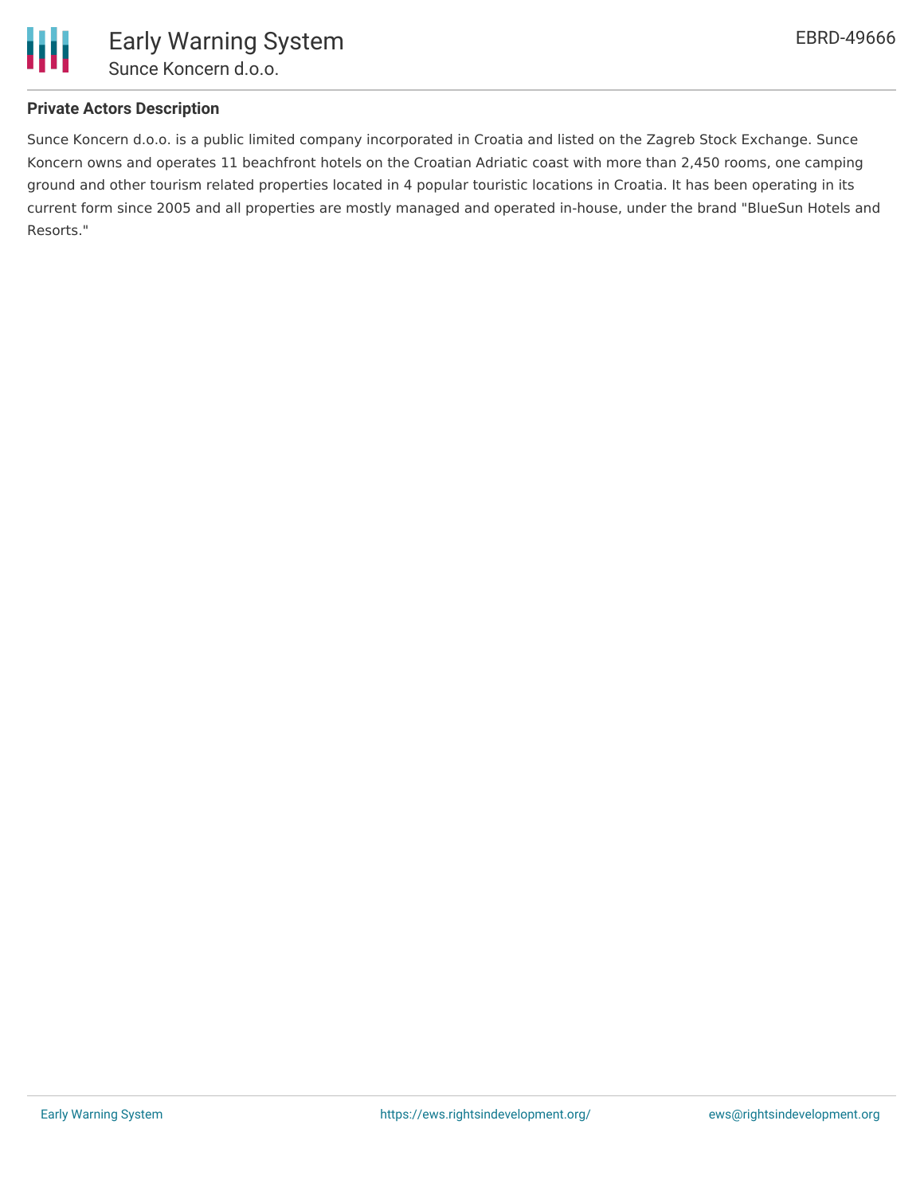### Private Actors Description

Sunce Koncern d.o.o. is a public limited company incorporated in Croatia and listed on the Zagreb Stock Exchange. Sunce Koncern owns and operates 11 beachfront hotels on the Croatian Adriatic coast with more than 2,450 rooms, one camping ground and other tourism related properties located in 4 popular touristic locations in Croatia. It has been operating in its current form since 2005 and all properties are mostly managed and operated in-house, under the brand "BlueSun Hotels and Resorts."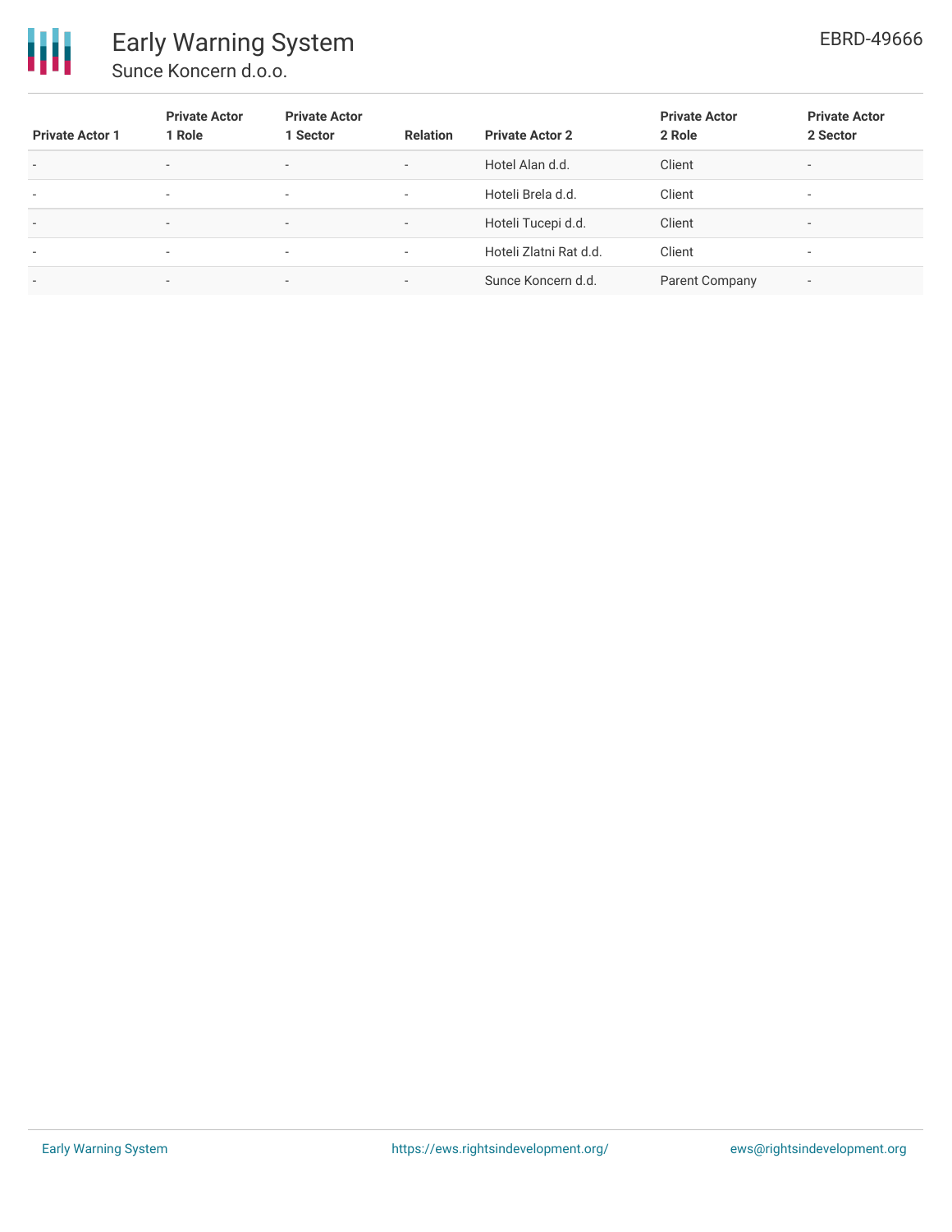| Private Actor 1 | Private Actor 1 Role | Private Actor 1 Sector | Relation | Private Actor 2 | Private Actor 2 Role | Private Actor 2 Sector |
|---|---|---|---|---|---|---|
| - | - | - | - | Hotel Alan d.d. | Client | - |
| - | - | - | - | Hoteli Brela d.d. | Client | - |
| - | - | - | - | Hoteli Tucepi d.d. | Client | - |
| - | - | - | - | Hoteli Zlatni Rat d.d. | Client | - |
| - | - | - | - | Sunce Koncern d.d. | Parent Company | - |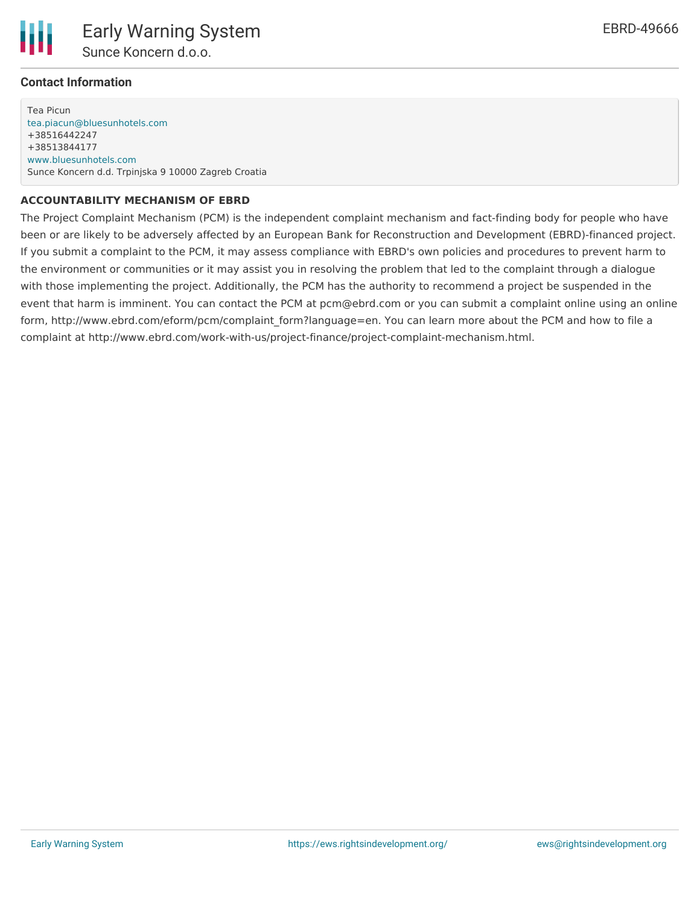## Contact Information

Tea Picun
tea.piacun@bluesunhotels.com
+38516442247
+38513844177
www.bluesunhotels.com
Sunce Koncern d.d. Trpinjska 9 10000 Zagreb Croatia

**ACCOUNTABILITY MECHANISM OF EBRD**

The Project Complaint Mechanism (PCM) is the independent complaint mechanism and fact-finding body for people who have been or are likely to be adversely affected by an European Bank for Reconstruction and Development (EBRD)-financed project. If you submit a complaint to the PCM, it may assess compliance with EBRD's own policies and procedures to prevent harm to the environment or communities or it may assist you in resolving the problem that led to the complaint through a dialogue with those implementing the project. Additionally, the PCM has the authority to recommend a project be suspended in the event that harm is imminent. You can contact the PCM at pcm@ebrd.com or you can submit a complaint online using an online form, http://www.ebrd.com/eform/pcm/complaint_form?language=en. You can learn more about the PCM and how to file a complaint at http://www.ebrd.com/work-with-us/project-finance/project-complaint-mechanism.html.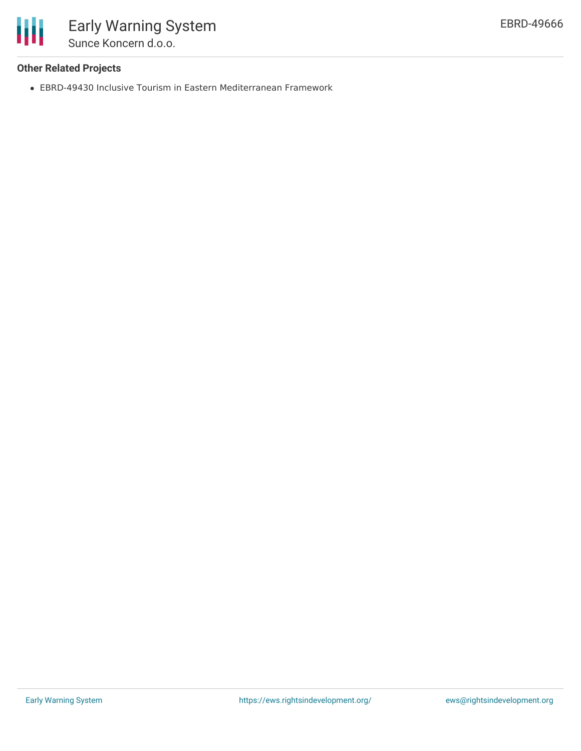### Other Related Projects

- EBRD-49430 Inclusive Tourism in Eastern Mediterranean Framework